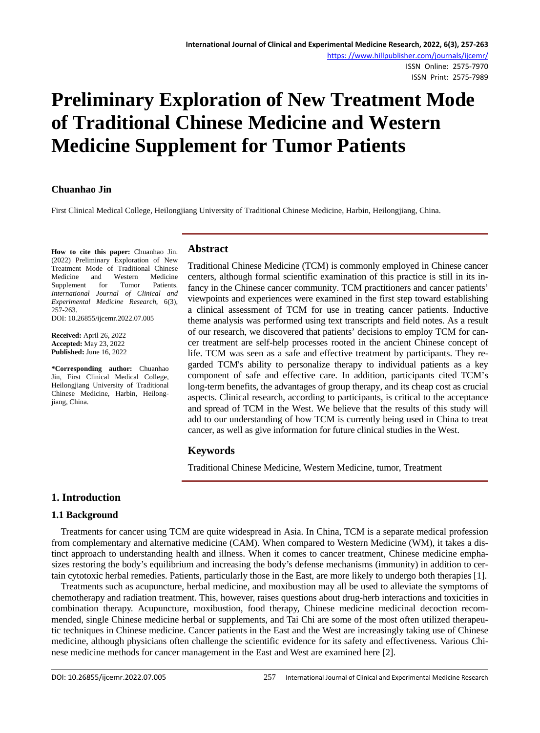# Preliminary Exploration of New Treatment Mode of Traditional Chinese Medicine and Western Medicine Supplement for Tumor Patients

**Chuanhao Jin**

First Clinical Medical College, Heilongjiang University of Traditional Chinese Medicine, Harbin, Heilongjiang, China.

**How to cite this paper:** Chuanhao Jin. (2022) Preliminary Exploration of New Treatment Mode of Traditional Chinese Medicine and Western Medicine Supplement for Tumor Patients. *International Journal of Clinical and Experimental Medicine Research*, 6(3), 257-263.
DOI: 10.26855/ijcemr.2022.07.005

**Received:** April 26, 2022
**Accepted:** May 23, 2022
**Published:** June 16, 2022

**\*Corresponding author:** Chuanhao Jin, First Clinical Medical College, Heilongjiang University of Traditional Chinese Medicine, Harbin, Heilongjiang, China.

## Abstract

Traditional Chinese Medicine (TCM) is commonly employed in Chinese cancer centers, although formal scientific examination of this practice is still in its infancy in the Chinese cancer community. TCM practitioners and cancer patients' viewpoints and experiences were examined in the first step toward establishing a clinical assessment of TCM for use in treating cancer patients. Inductive theme analysis was performed using text transcripts and field notes. As a result of our research, we discovered that patients' decisions to employ TCM for cancer treatment are self-help processes rooted in the ancient Chinese concept of life. TCM was seen as a safe and effective treatment by participants. They regarded TCM's ability to personalize therapy to individual patients as a key component of safe and effective care. In addition, participants cited TCM's long-term benefits, the advantages of group therapy, and its cheap cost as crucial aspects. Clinical research, according to participants, is critical to the acceptance and spread of TCM in the West. We believe that the results of this study will add to our understanding of how TCM is currently being used in China to treat cancer, as well as give information for future clinical studies in the West.

## Keywords

Traditional Chinese Medicine, Western Medicine, tumor, Treatment

## 1. Introduction

### 1.1 Background

Treatments for cancer using TCM are quite widespread in Asia. In China, TCM is a separate medical profession from complementary and alternative medicine (CAM). When compared to Western Medicine (WM), it takes a distinct approach to understanding health and illness. When it comes to cancer treatment, Chinese medicine emphasizes restoring the body's equilibrium and increasing the body's defense mechanisms (immunity) in addition to certain cytotoxic herbal remedies. Patients, particularly those in the East, are more likely to undergo both therapies [1].

Treatments such as acupuncture, herbal medicine, and moxibustion may all be used to alleviate the symptoms of chemotherapy and radiation treatment. This, however, raises questions about drug-herb interactions and toxicities in combination therapy. Acupuncture, moxibustion, food therapy, Chinese medicine medicinal decoction recommended, single Chinese medicine herbal or supplements, and Tai Chi are some of the most often utilized therapeutic techniques in Chinese medicine. Cancer patients in the East and the West are increasingly taking use of Chinese medicine, although physicians often challenge the scientific evidence for its safety and effectiveness. Various Chinese medicine methods for cancer management in the East and West are examined here [2].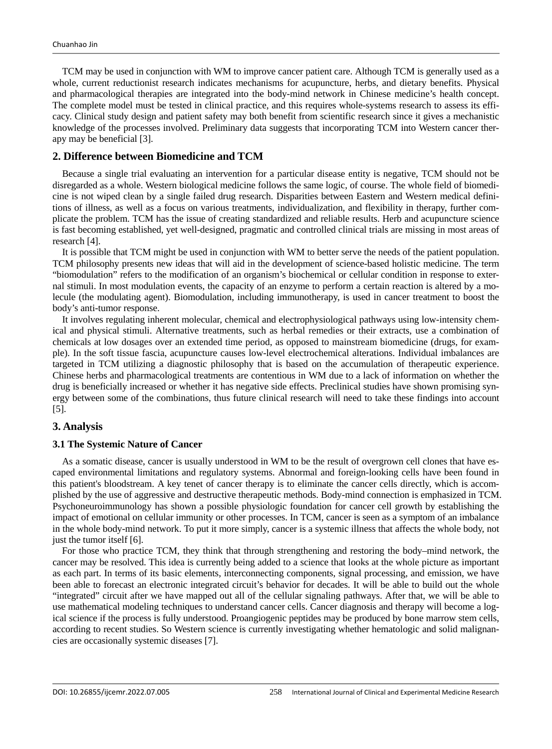TCM may be used in conjunction with WM to improve cancer patient care. Although TCM is generally used as a whole, current reductionist research indicates mechanisms for acupuncture, herbs, and dietary benefits. Physical and pharmacological therapies are integrated into the body-mind network in Chinese medicine's health concept. The complete model must be tested in clinical practice, and this requires whole-systems research to assess its efficacy. Clinical study design and patient safety may both benefit from scientific research since it gives a mechanistic knowledge of the processes involved. Preliminary data suggests that incorporating TCM into Western cancer therapy may be beneficial [3].

## 2. Difference between Biomedicine and TCM

Because a single trial evaluating an intervention for a particular disease entity is negative, TCM should not be disregarded as a whole. Western biological medicine follows the same logic, of course. The whole field of biomedicine is not wiped clean by a single failed drug research. Disparities between Eastern and Western medical definitions of illness, as well as a focus on various treatments, individualization, and flexibility in therapy, further complicate the problem. TCM has the issue of creating standardized and reliable results. Herb and acupuncture science is fast becoming established, yet well-designed, pragmatic and controlled clinical trials are missing in most areas of research [4].

It is possible that TCM might be used in conjunction with WM to better serve the needs of the patient population. TCM philosophy presents new ideas that will aid in the development of science-based holistic medicine. The term "biomodulation" refers to the modification of an organism's biochemical or cellular condition in response to external stimuli. In most modulation events, the capacity of an enzyme to perform a certain reaction is altered by a molecule (the modulating agent). Biomodulation, including immunotherapy, is used in cancer treatment to boost the body's anti-tumor response.

It involves regulating inherent molecular, chemical and electrophysiological pathways using low-intensity chemical and physical stimuli. Alternative treatments, such as herbal remedies or their extracts, use a combination of chemicals at low dosages over an extended time period, as opposed to mainstream biomedicine (drugs, for example). In the soft tissue fascia, acupuncture causes low-level electrochemical alterations. Individual imbalances are targeted in TCM utilizing a diagnostic philosophy that is based on the accumulation of therapeutic experience. Chinese herbs and pharmacological treatments are contentious in WM due to a lack of information on whether the drug is beneficially increased or whether it has negative side effects. Preclinical studies have shown promising synergy between some of the combinations, thus future clinical research will need to take these findings into account [5].

## 3. Analysis

### 3.1 The Systemic Nature of Cancer

As a somatic disease, cancer is usually understood in WM to be the result of overgrown cell clones that have escaped environmental limitations and regulatory systems. Abnormal and foreign-looking cells have been found in this patient's bloodstream. A key tenet of cancer therapy is to eliminate the cancer cells directly, which is accomplished by the use of aggressive and destructive therapeutic methods. Body-mind connection is emphasized in TCM. Psychoneuroimmunology has shown a possible physiologic foundation for cancer cell growth by establishing the impact of emotional on cellular immunity or other processes. In TCM, cancer is seen as a symptom of an imbalance in the whole body-mind network. To put it more simply, cancer is a systemic illness that affects the whole body, not just the tumor itself [6].

For those who practice TCM, they think that through strengthening and restoring the body–mind network, the cancer may be resolved. This idea is currently being added to a science that looks at the whole picture as important as each part. In terms of its basic elements, interconnecting components, signal processing, and emission, we have been able to forecast an electronic integrated circuit's behavior for decades. It will be able to build out the whole "integrated" circuit after we have mapped out all of the cellular signaling pathways. After that, we will be able to use mathematical modeling techniques to understand cancer cells. Cancer diagnosis and therapy will become a logical science if the process is fully understood. Proangiogenic peptides may be produced by bone marrow stem cells, according to recent studies. So Western science is currently investigating whether hematologic and solid malignancies are occasionally systemic diseases [7].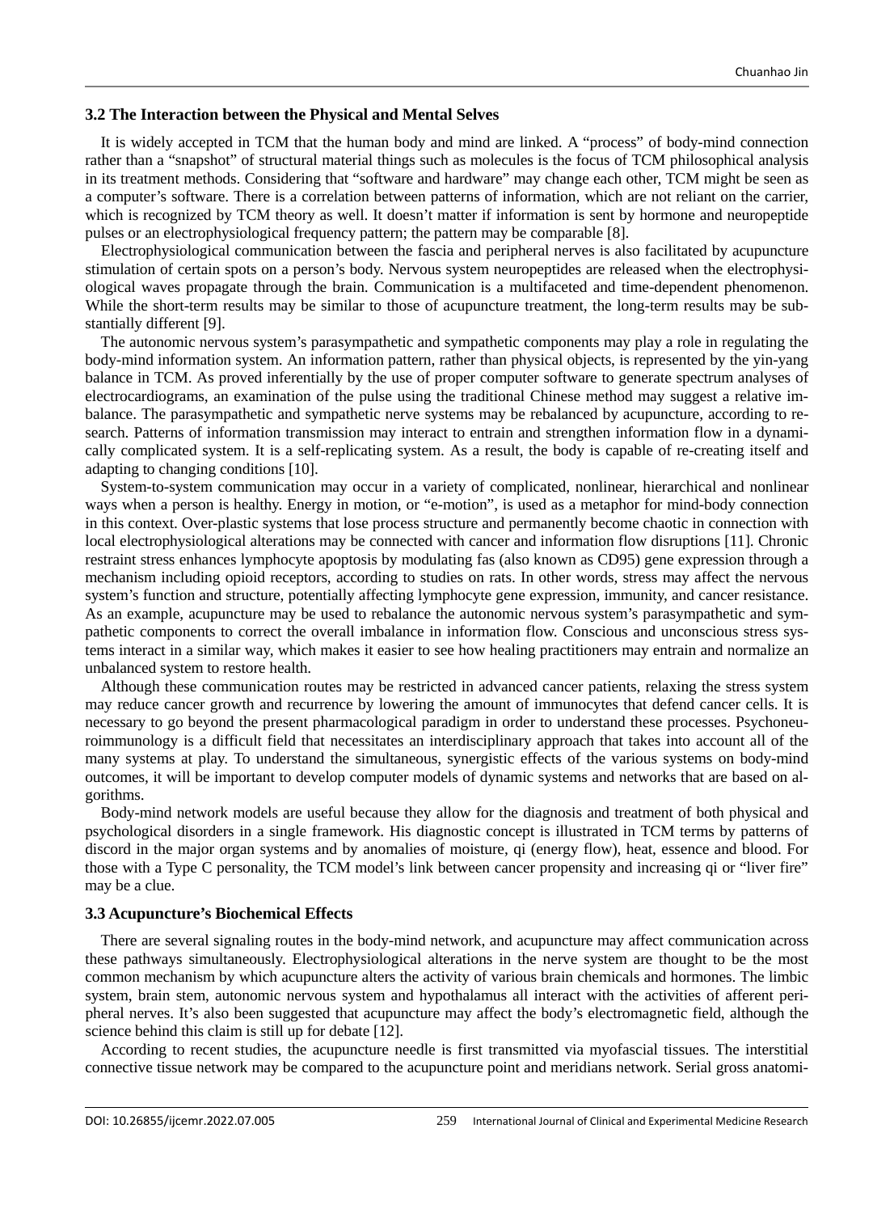### 3.2 The Interaction between the Physical and Mental Selves

It is widely accepted in TCM that the human body and mind are linked. A "process" of body-mind connection rather than a "snapshot" of structural material things such as molecules is the focus of TCM philosophical analysis in its treatment methods. Considering that "software and hardware" may change each other, TCM might be seen as a computer's software. There is a correlation between patterns of information, which are not reliant on the carrier, which is recognized by TCM theory as well. It doesn't matter if information is sent by hormone and neuropeptide pulses or an electrophysiological frequency pattern; the pattern may be comparable [8].

Electrophysiological communication between the fascia and peripheral nerves is also facilitated by acupuncture stimulation of certain spots on a person's body. Nervous system neuropeptides are released when the electrophysiological waves propagate through the brain. Communication is a multifaceted and time-dependent phenomenon. While the short-term results may be similar to those of acupuncture treatment, the long-term results may be substantially different [9].

The autonomic nervous system's parasympathetic and sympathetic components may play a role in regulating the body-mind information system. An information pattern, rather than physical objects, is represented by the yin-yang balance in TCM. As proved inferentially by the use of proper computer software to generate spectrum analyses of electrocardiograms, an examination of the pulse using the traditional Chinese method may suggest a relative imbalance. The parasympathetic and sympathetic nerve systems may be rebalanced by acupuncture, according to research. Patterns of information transmission may interact to entrain and strengthen information flow in a dynamically complicated system. It is a self-replicating system. As a result, the body is capable of re-creating itself and adapting to changing conditions [10].

System-to-system communication may occur in a variety of complicated, nonlinear, hierarchical and nonlinear ways when a person is healthy. Energy in motion, or "e-motion", is used as a metaphor for mind-body connection in this context. Over-plastic systems that lose process structure and permanently become chaotic in connection with local electrophysiological alterations may be connected with cancer and information flow disruptions [11]. Chronic restraint stress enhances lymphocyte apoptosis by modulating fas (also known as CD95) gene expression through a mechanism including opioid receptors, according to studies on rats. In other words, stress may affect the nervous system's function and structure, potentially affecting lymphocyte gene expression, immunity, and cancer resistance. As an example, acupuncture may be used to rebalance the autonomic nervous system's parasympathetic and sympathetic components to correct the overall imbalance in information flow. Conscious and unconscious stress systems interact in a similar way, which makes it easier to see how healing practitioners may entrain and normalize an unbalanced system to restore health.

Although these communication routes may be restricted in advanced cancer patients, relaxing the stress system may reduce cancer growth and recurrence by lowering the amount of immunocytes that defend cancer cells. It is necessary to go beyond the present pharmacological paradigm in order to understand these processes. Psychoneuroimmunology is a difficult field that necessitates an interdisciplinary approach that takes into account all of the many systems at play. To understand the simultaneous, synergistic effects of the various systems on body-mind outcomes, it will be important to develop computer models of dynamic systems and networks that are based on algorithms.

Body-mind network models are useful because they allow for the diagnosis and treatment of both physical and psychological disorders in a single framework. His diagnostic concept is illustrated in TCM terms by patterns of discord in the major organ systems and by anomalies of moisture, qi (energy flow), heat, essence and blood. For those with a Type C personality, the TCM model's link between cancer propensity and increasing qi or "liver fire" may be a clue.

### 3.3 Acupuncture's Biochemical Effects

There are several signaling routes in the body-mind network, and acupuncture may affect communication across these pathways simultaneously. Electrophysiological alterations in the nerve system are thought to be the most common mechanism by which acupuncture alters the activity of various brain chemicals and hormones. The limbic system, brain stem, autonomic nervous system and hypothalamus all interact with the activities of afferent peripheral nerves. It's also been suggested that acupuncture may affect the body's electromagnetic field, although the science behind this claim is still up for debate [12].

According to recent studies, the acupuncture needle is first transmitted via myofascial tissues. The interstitial connective tissue network may be compared to the acupuncture point and meridians network. Serial gross anatomi-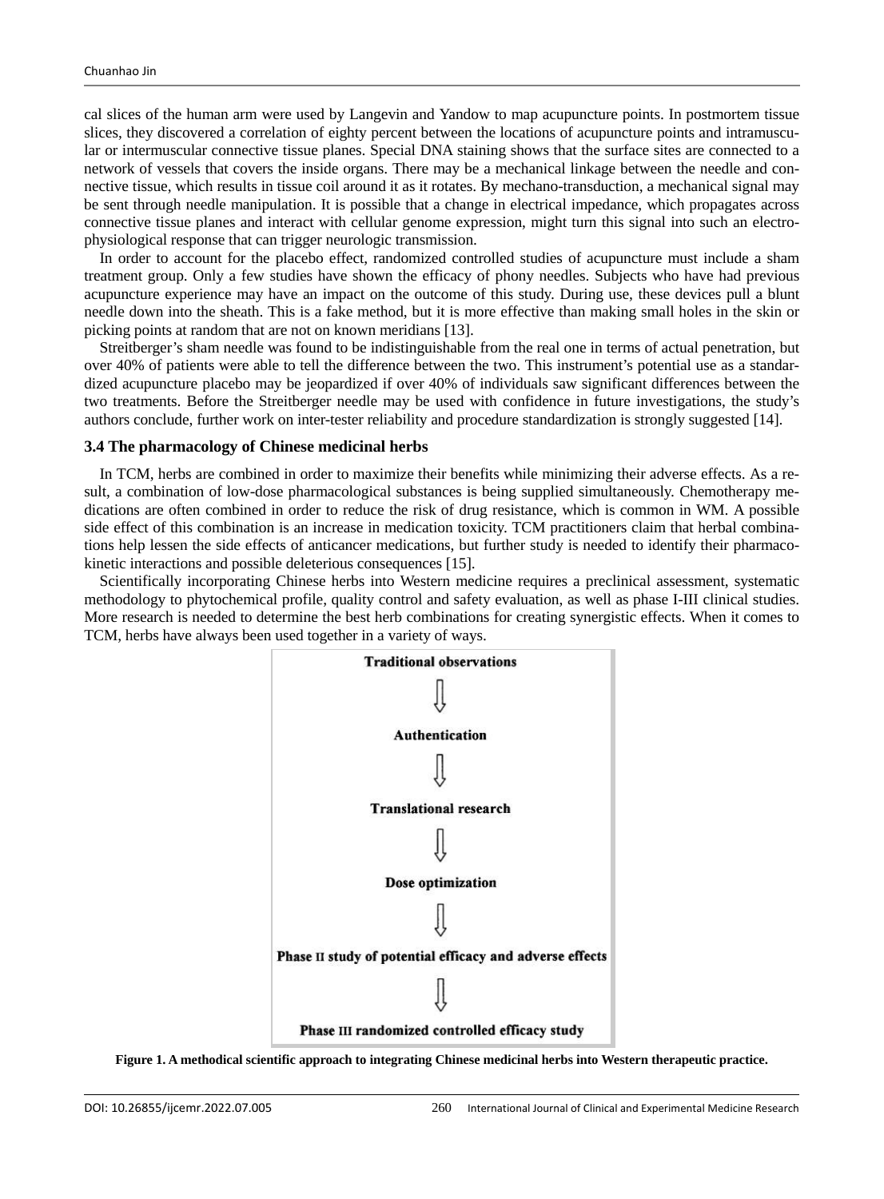cal slices of the human arm were used by Langevin and Yandow to map acupuncture points. In postmortem tissue slices, they discovered a correlation of eighty percent between the locations of acupuncture points and intramuscular or intermuscular connective tissue planes. Special DNA staining shows that the surface sites are connected to a network of vessels that covers the inside organs. There may be a mechanical linkage between the needle and connective tissue, which results in tissue coil around it as it rotates. By mechano-transduction, a mechanical signal may be sent through needle manipulation. It is possible that a change in electrical impedance, which propagates across connective tissue planes and interact with cellular genome expression, might turn this signal into such an electrophysiological response that can trigger neurologic transmission.

In order to account for the placebo effect, randomized controlled studies of acupuncture must include a sham treatment group. Only a few studies have shown the efficacy of phony needles. Subjects who have had previous acupuncture experience may have an impact on the outcome of this study. During use, these devices pull a blunt needle down into the sheath. This is a fake method, but it is more effective than making small holes in the skin or picking points at random that are not on known meridians [13].

Streitberger's sham needle was found to be indistinguishable from the real one in terms of actual penetration, but over 40% of patients were able to tell the difference between the two. This instrument's potential use as a standardized acupuncture placebo may be jeopardized if over 40% of individuals saw significant differences between the two treatments. Before the Streitberger needle may be used with confidence in future investigations, the study's authors conclude, further work on inter-tester reliability and procedure standardization is strongly suggested [14].

### 3.4 The pharmacology of Chinese medicinal herbs

In TCM, herbs are combined in order to maximize their benefits while minimizing their adverse effects. As a result, a combination of low-dose pharmacological substances is being supplied simultaneously. Chemotherapy medications are often combined in order to reduce the risk of drug resistance, which is common in WM. A possible side effect of this combination is an increase in medication toxicity. TCM practitioners claim that herbal combinations help lessen the side effects of anticancer medications, but further study is needed to identify their pharmacokinetic interactions and possible deleterious consequences [15].

Scientifically incorporating Chinese herbs into Western medicine requires a preclinical assessment, systematic methodology to phytochemical profile, quality control and safety evaluation, as well as phase I-III clinical studies. More research is needed to determine the best herb combinations for creating synergistic effects. When it comes to TCM, herbs have always been used together in a variety of ways.

**Traditional observations**
↓
**Authentication**
↓
**Translational research**
↓
**Dose optimization**
↓
**Phase II study of potential efficacy and adverse effects**
↓
**Phase III randomized controlled efficacy study**

**Figure 1. A methodical scientific approach to integrating Chinese medicinal herbs into Western therapeutic practice.**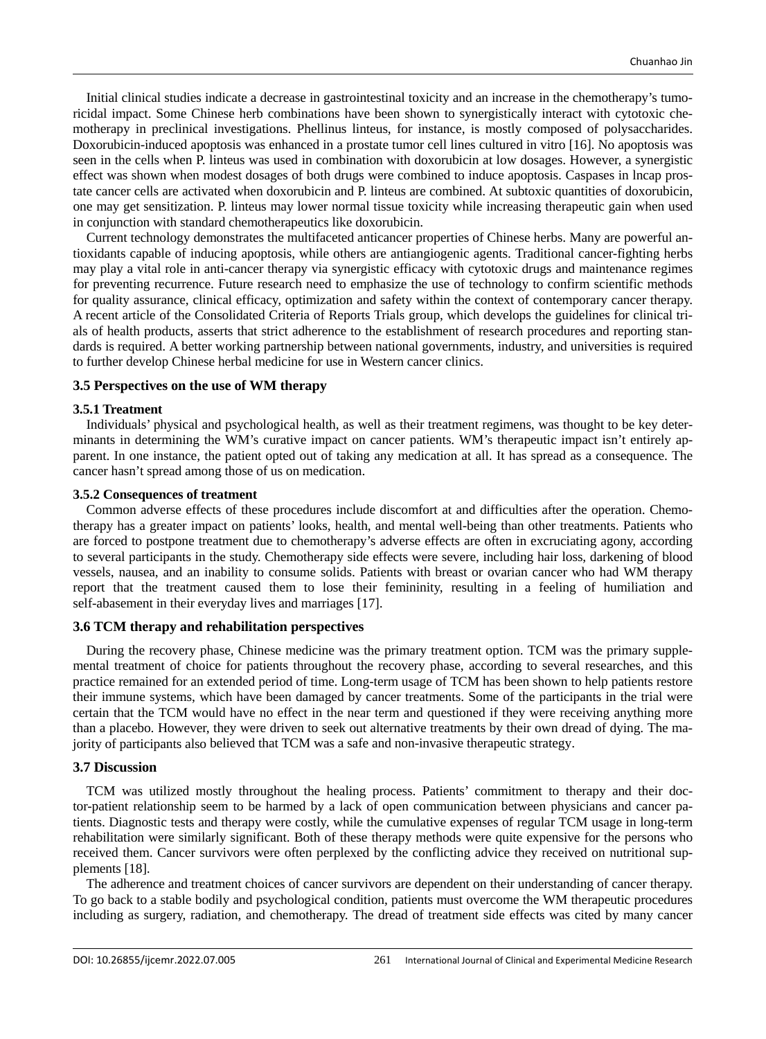Initial clinical studies indicate a decrease in gastrointestinal toxicity and an increase in the chemotherapy's tumoricidal impact. Some Chinese herb combinations have been shown to synergistically interact with cytotoxic chemotherapy in preclinical investigations. Phellinus linteus, for instance, is mostly composed of polysaccharides. Doxorubicin-induced apoptosis was enhanced in a prostate tumor cell lines cultured in vitro [16]. No apoptosis was seen in the cells when P. linteus was used in combination with doxorubicin at low dosages. However, a synergistic effect was shown when modest dosages of both drugs were combined to induce apoptosis. Caspases in lncap prostate cancer cells are activated when doxorubicin and P. linteus are combined. At subtoxic quantities of doxorubicin, one may get sensitization. P. linteus may lower normal tissue toxicity while increasing therapeutic gain when used in conjunction with standard chemotherapeutics like doxorubicin.

Current technology demonstrates the multifaceted anticancer properties of Chinese herbs. Many are powerful antioxidants capable of inducing apoptosis, while others are antiangiogenic agents. Traditional cancer-fighting herbs may play a vital role in anti-cancer therapy via synergistic efficacy with cytotoxic drugs and maintenance regimes for preventing recurrence. Future research need to emphasize the use of technology to confirm scientific methods for quality assurance, clinical efficacy, optimization and safety within the context of contemporary cancer therapy. A recent article of the Consolidated Criteria of Reports Trials group, which develops the guidelines for clinical trials of health products, asserts that strict adherence to the establishment of research procedures and reporting standards is required. A better working partnership between national governments, industry, and universities is required to further develop Chinese herbal medicine for use in Western cancer clinics.

### 3.5 Perspectives on the use of WM therapy

#### 3.5.1 Treatment

Individuals' physical and psychological health, as well as their treatment regimens, was thought to be key determinants in determining the WM's curative impact on cancer patients. WM's therapeutic impact isn't entirely apparent. In one instance, the patient opted out of taking any medication at all. It has spread as a consequence. The cancer hasn't spread among those of us on medication.

#### 3.5.2 Consequences of treatment

Common adverse effects of these procedures include discomfort at and difficulties after the operation. Chemotherapy has a greater impact on patients' looks, health, and mental well-being than other treatments. Patients who are forced to postpone treatment due to chemotherapy's adverse effects are often in excruciating agony, according to several participants in the study. Chemotherapy side effects were severe, including hair loss, darkening of blood vessels, nausea, and an inability to consume solids. Patients with breast or ovarian cancer who had WM therapy report that the treatment caused them to lose their femininity, resulting in a feeling of humiliation and self-abasement in their everyday lives and marriages [17].

### 3.6 TCM therapy and rehabilitation perspectives

During the recovery phase, Chinese medicine was the primary treatment option. TCM was the primary supplemental treatment of choice for patients throughout the recovery phase, according to several researches, and this practice remained for an extended period of time. Long-term usage of TCM has been shown to help patients restore their immune systems, which have been damaged by cancer treatments. Some of the participants in the trial were certain that the TCM would have no effect in the near term and questioned if they were receiving anything more than a placebo. However, they were driven to seek out alternative treatments by their own dread of dying. The majority of participants also believed that TCM was a safe and non-invasive therapeutic strategy.

### 3.7 Discussion

TCM was utilized mostly throughout the healing process. Patients' commitment to therapy and their doctor-patient relationship seem to be harmed by a lack of open communication between physicians and cancer patients. Diagnostic tests and therapy were costly, while the cumulative expenses of regular TCM usage in long-term rehabilitation were similarly significant. Both of these therapy methods were quite expensive for the persons who received them. Cancer survivors were often perplexed by the conflicting advice they received on nutritional supplements [18].

The adherence and treatment choices of cancer survivors are dependent on their understanding of cancer therapy. To go back to a stable bodily and psychological condition, patients must overcome the WM therapeutic procedures including as surgery, radiation, and chemotherapy. The dread of treatment side effects was cited by many cancer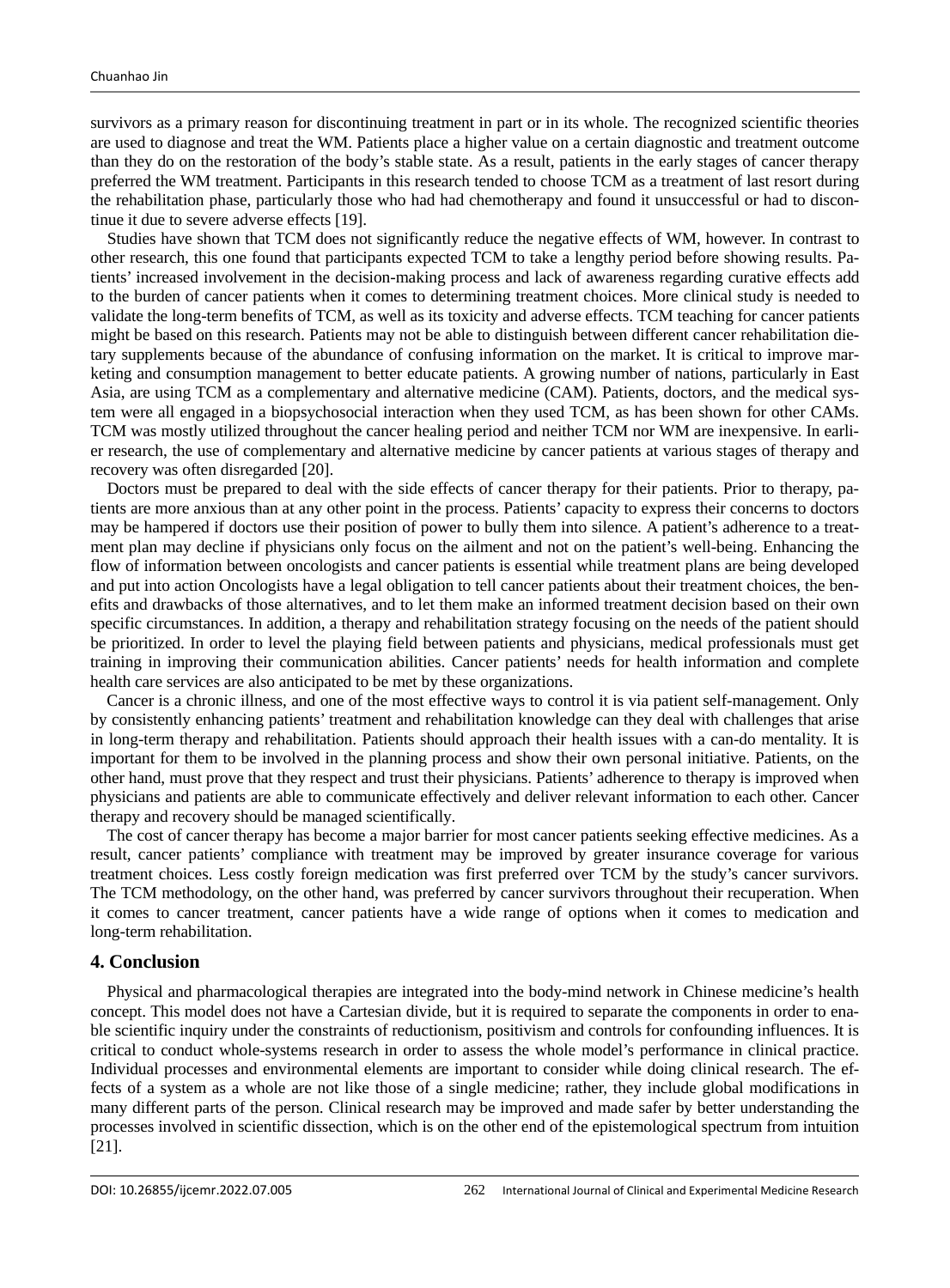survivors as a primary reason for discontinuing treatment in part or in its whole. The recognized scientific theories are used to diagnose and treat the WM. Patients place a higher value on a certain diagnostic and treatment outcome than they do on the restoration of the body's stable state. As a result, patients in the early stages of cancer therapy preferred the WM treatment. Participants in this research tended to choose TCM as a treatment of last resort during the rehabilitation phase, particularly those who had had chemotherapy and found it unsuccessful or had to discontinue it due to severe adverse effects [19].

Studies have shown that TCM does not significantly reduce the negative effects of WM, however. In contrast to other research, this one found that participants expected TCM to take a lengthy period before showing results. Patients' increased involvement in the decision-making process and lack of awareness regarding curative effects add to the burden of cancer patients when it comes to determining treatment choices. More clinical study is needed to validate the long-term benefits of TCM, as well as its toxicity and adverse effects. TCM teaching for cancer patients might be based on this research. Patients may not be able to distinguish between different cancer rehabilitation dietary supplements because of the abundance of confusing information on the market. It is critical to improve marketing and consumption management to better educate patients. A growing number of nations, particularly in East Asia, are using TCM as a complementary and alternative medicine (CAM). Patients, doctors, and the medical system were all engaged in a biopsychosocial interaction when they used TCM, as has been shown for other CAMs. TCM was mostly utilized throughout the cancer healing period and neither TCM nor WM are inexpensive. In earlier research, the use of complementary and alternative medicine by cancer patients at various stages of therapy and recovery was often disregarded [20].

Doctors must be prepared to deal with the side effects of cancer therapy for their patients. Prior to therapy, patients are more anxious than at any other point in the process. Patients' capacity to express their concerns to doctors may be hampered if doctors use their position of power to bully them into silence. A patient's adherence to a treatment plan may decline if physicians only focus on the ailment and not on the patient's well-being. Enhancing the flow of information between oncologists and cancer patients is essential while treatment plans are being developed and put into action Oncologists have a legal obligation to tell cancer patients about their treatment choices, the benefits and drawbacks of those alternatives, and to let them make an informed treatment decision based on their own specific circumstances. In addition, a therapy and rehabilitation strategy focusing on the needs of the patient should be prioritized. In order to level the playing field between patients and physicians, medical professionals must get training in improving their communication abilities. Cancer patients' needs for health information and complete health care services are also anticipated to be met by these organizations.

Cancer is a chronic illness, and one of the most effective ways to control it is via patient self-management. Only by consistently enhancing patients' treatment and rehabilitation knowledge can they deal with challenges that arise in long-term therapy and rehabilitation. Patients should approach their health issues with a can-do mentality. It is important for them to be involved in the planning process and show their own personal initiative. Patients, on the other hand, must prove that they respect and trust their physicians. Patients' adherence to therapy is improved when physicians and patients are able to communicate effectively and deliver relevant information to each other. Cancer therapy and recovery should be managed scientifically.

The cost of cancer therapy has become a major barrier for most cancer patients seeking effective medicines. As a result, cancer patients' compliance with treatment may be improved by greater insurance coverage for various treatment choices. Less costly foreign medication was first preferred over TCM by the study's cancer survivors. The TCM methodology, on the other hand, was preferred by cancer survivors throughout their recuperation. When it comes to cancer treatment, cancer patients have a wide range of options when it comes to medication and long-term rehabilitation.

## 4. Conclusion

Physical and pharmacological therapies are integrated into the body-mind network in Chinese medicine's health concept. This model does not have a Cartesian divide, but it is required to separate the components in order to enable scientific inquiry under the constraints of reductionism, positivism and controls for confounding influences. It is critical to conduct whole-systems research in order to assess the whole model's performance in clinical practice. Individual processes and environmental elements are important to consider while doing clinical research. The effects of a system as a whole are not like those of a single medicine; rather, they include global modifications in many different parts of the person. Clinical research may be improved and made safer by better understanding the processes involved in scientific dissection, which is on the other end of the epistemological spectrum from intuition [21].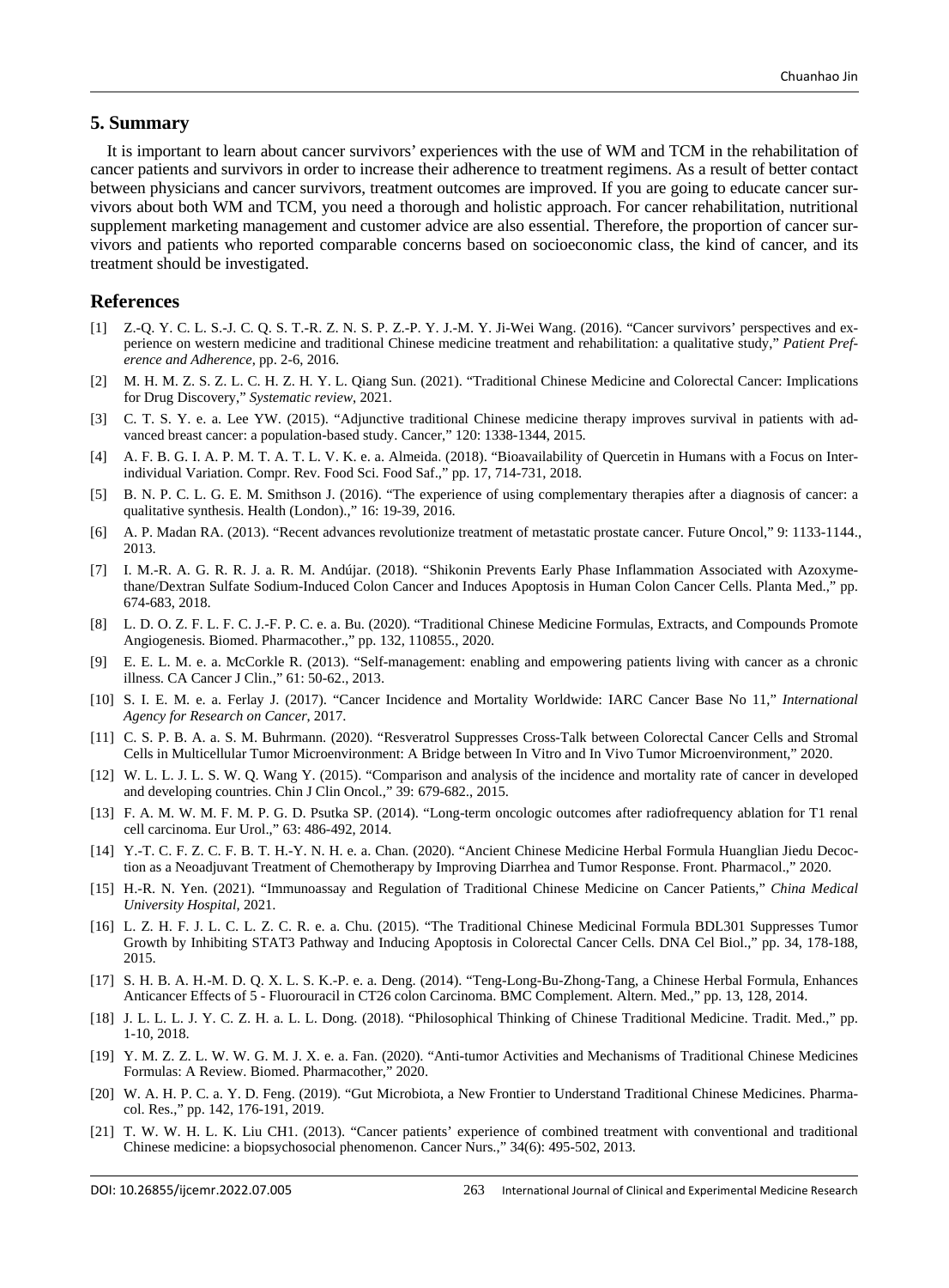## 5. Summary

It is important to learn about cancer survivors' experiences with the use of WM and TCM in the rehabilitation of cancer patients and survivors in order to increase their adherence to treatment regimens. As a result of better contact between physicians and cancer survivors, treatment outcomes are improved. If you are going to educate cancer survivors about both WM and TCM, you need a thorough and holistic approach. For cancer rehabilitation, nutritional supplement marketing management and customer advice are also essential. Therefore, the proportion of cancer survivors and patients who reported comparable concerns based on socioeconomic class, the kind of cancer, and its treatment should be investigated.

## References

[1] Z.-Q. Y. C. L. S.-J. C. Q. S. T.-R. Z. N. S. P. Z.-P. Y. J.-M. Y. Ji-Wei Wang. (2016). "Cancer survivors' perspectives and experience on western medicine and traditional Chinese medicine treatment and rehabilitation: a qualitative study," *Patient Preference and Adherence*, pp. 2-6, 2016.

[2] M. H. M. Z. S. Z. L. C. H. Z. H. Y. L. Qiang Sun. (2021). "Traditional Chinese Medicine and Colorectal Cancer: Implications for Drug Discovery," *Systematic review*, 2021.

[3] C. T. S. Y. e. a. Lee YW. (2015). "Adjunctive traditional Chinese medicine therapy improves survival in patients with advanced breast cancer: a population-based study. Cancer," 120: 1338-1344, 2015.

[4] A. F. B. G. I. A. P. M. T. A. T. L. V. K. e. a. Almeida. (2018). "Bioavailability of Quercetin in Humans with a Focus on Interindividual Variation. Compr. Rev. Food Sci. Food Saf.," pp. 17, 714-731, 2018.

[5] B. N. P. C. L. G. E. M. Smithson J. (2016). "The experience of using complementary therapies after a diagnosis of cancer: a qualitative synthesis. Health (London).," 16: 19-39, 2016.

[6] A. P. Madan RA. (2013). "Recent advances revolutionize treatment of metastatic prostate cancer. Future Oncol," 9: 1133-1144., 2013.

[7] I. M.-R. A. G. R. R. J. a. R. M. Andújar. (2018). "Shikonin Prevents Early Phase Inflammation Associated with Azoxymethane/Dextran Sulfate Sodium-Induced Colon Cancer and Induces Apoptosis in Human Colon Cancer Cells. Planta Med.," pp. 674-683, 2018.

[8] L. D. O. Z. F. L. F. C. J.-F. P. C. e. a. Bu. (2020). "Traditional Chinese Medicine Formulas, Extracts, and Compounds Promote Angiogenesis. Biomed. Pharmacother.," pp. 132, 110855., 2020.

[9] E. E. L. M. e. a. McCorkle R. (2013). "Self-management: enabling and empowering patients living with cancer as a chronic illness. CA Cancer J Clin.," 61: 50-62., 2013.

[10] S. I. E. M. e. a. Ferlay J. (2017). "Cancer Incidence and Mortality Worldwide: IARC Cancer Base No 11," *International Agency for Research on Cancer*, 2017.

[11] C. S. P. B. A. a. S. M. Buhrmann. (2020). "Resveratrol Suppresses Cross-Talk between Colorectal Cancer Cells and Stromal Cells in Multicellular Tumor Microenvironment: A Bridge between In Vitro and In Vivo Tumor Microenvironment," 2020.

[12] W. L. L. J. L. S. W. Q. Wang Y. (2015). "Comparison and analysis of the incidence and mortality rate of cancer in developed and developing countries. Chin J Clin Oncol.," 39: 679-682., 2015.

[13] F. A. M. W. M. F. M. P. G. D. Psutka SP. (2014). "Long-term oncologic outcomes after radiofrequency ablation for T1 renal cell carcinoma. Eur Urol.," 63: 486-492, 2014.

[14] Y.-T. C. F. Z. C. F. B. T. H.-Y. N. H. e. a. Chan. (2020). "Ancient Chinese Medicine Herbal Formula Huanglian Jiedu Decoction as a Neoadjuvant Treatment of Chemotherapy by Improving Diarrhea and Tumor Response. Front. Pharmacol.," 2020.

[15] H.-R. N. Yen. (2021). "Immunoassay and Regulation of Traditional Chinese Medicine on Cancer Patients," *China Medical University Hospital*, 2021.

[16] L. Z. H. F. J. L. C. L. Z. C. R. e. a. Chu. (2015). "The Traditional Chinese Medicinal Formula BDL301 Suppresses Tumor Growth by Inhibiting STAT3 Pathway and Inducing Apoptosis in Colorectal Cancer Cells. DNA Cel Biol.," pp. 34, 178-188, 2015.

[17] S. H. B. A. H.-M. D. Q. X. L. S. K.-P. e. a. Deng. (2014). "Teng-Long-Bu-Zhong-Tang, a Chinese Herbal Formula, Enhances Anticancer Effects of 5 - Fluorouracil in CT26 colon Carcinoma. BMC Complement. Altern. Med.," pp. 13, 128, 2014.

[18] J. L. L. L. J. Y. C. Z. H. a. L. L. Dong. (2018). "Philosophical Thinking of Chinese Traditional Medicine. Tradit. Med.," pp. 1-10, 2018.

[19] Y. M. Z. Z. L. W. W. G. M. J. X. e. a. Fan. (2020). "Anti-tumor Activities and Mechanisms of Traditional Chinese Medicines Formulas: A Review. Biomed. Pharmacother," 2020.

[20] W. A. H. P. C. a. Y. D. Feng. (2019). "Gut Microbiota, a New Frontier to Understand Traditional Chinese Medicines. Pharmacol. Res.," pp. 142, 176-191, 2019.

[21] T. W. W. H. L. K. Liu CH1. (2013). "Cancer patients' experience of combined treatment with conventional and traditional Chinese medicine: a biopsychosocial phenomenon. Cancer Nurs.," 34(6): 495-502, 2013.